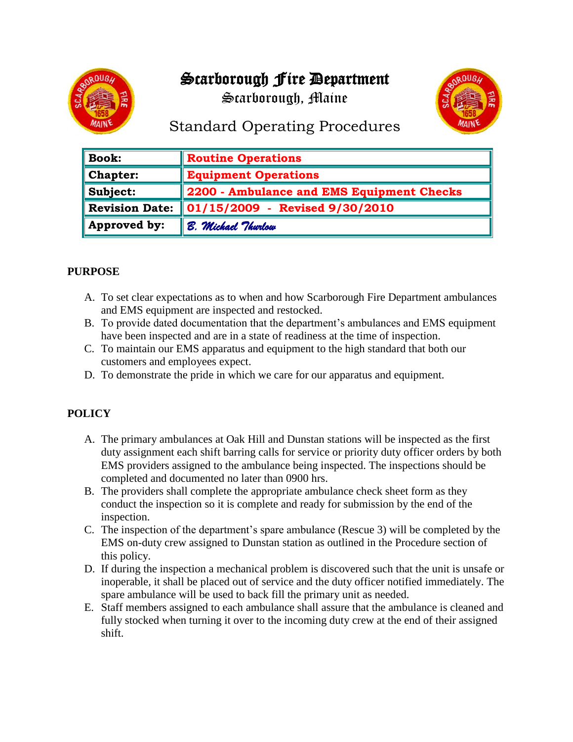# Scarborough Fire Department

## Scarborough, Maine

## Standard Operating Procedures

| **Book:** | **Routine Operations** |
|---|---|
| **Chapter:** | **Equipment Operations** |
| **Subject:** | **2200 - Ambulance and EMS Equipment Checks** |
| **Revision Date:** | **01/15/2009 - Revised 9/30/2010** |
| **Approved by:** | *B. Michael Thurlow* |

**PURPOSE**

A. To set clear expectations as to when and how Scarborough Fire Department ambulances and EMS equipment are inspected and restocked.
B. To provide dated documentation that the department's ambulances and EMS equipment have been inspected and are in a state of readiness at the time of inspection.
C. To maintain our EMS apparatus and equipment to the high standard that both our customers and employees expect.
D. To demonstrate the pride in which we care for our apparatus and equipment.

**POLICY**

A. The primary ambulances at Oak Hill and Dunstan stations will be inspected as the first duty assignment each shift barring calls for service or priority duty officer orders by both EMS providers assigned to the ambulance being inspected. The inspections should be completed and documented no later than 0900 hrs.
B. The providers shall complete the appropriate ambulance check sheet form as they conduct the inspection so it is complete and ready for submission by the end of the inspection.
C. The inspection of the department's spare ambulance (Rescue 3) will be completed by the EMS on-duty crew assigned to Dunstan station as outlined in the Procedure section of this policy.
D. If during the inspection a mechanical problem is discovered such that the unit is unsafe or inoperable, it shall be placed out of service and the duty officer notified immediately. The spare ambulance will be used to back fill the primary unit as needed.
E. Staff members assigned to each ambulance shall assure that the ambulance is cleaned and fully stocked when turning it over to the incoming duty crew at the end of their assigned shift.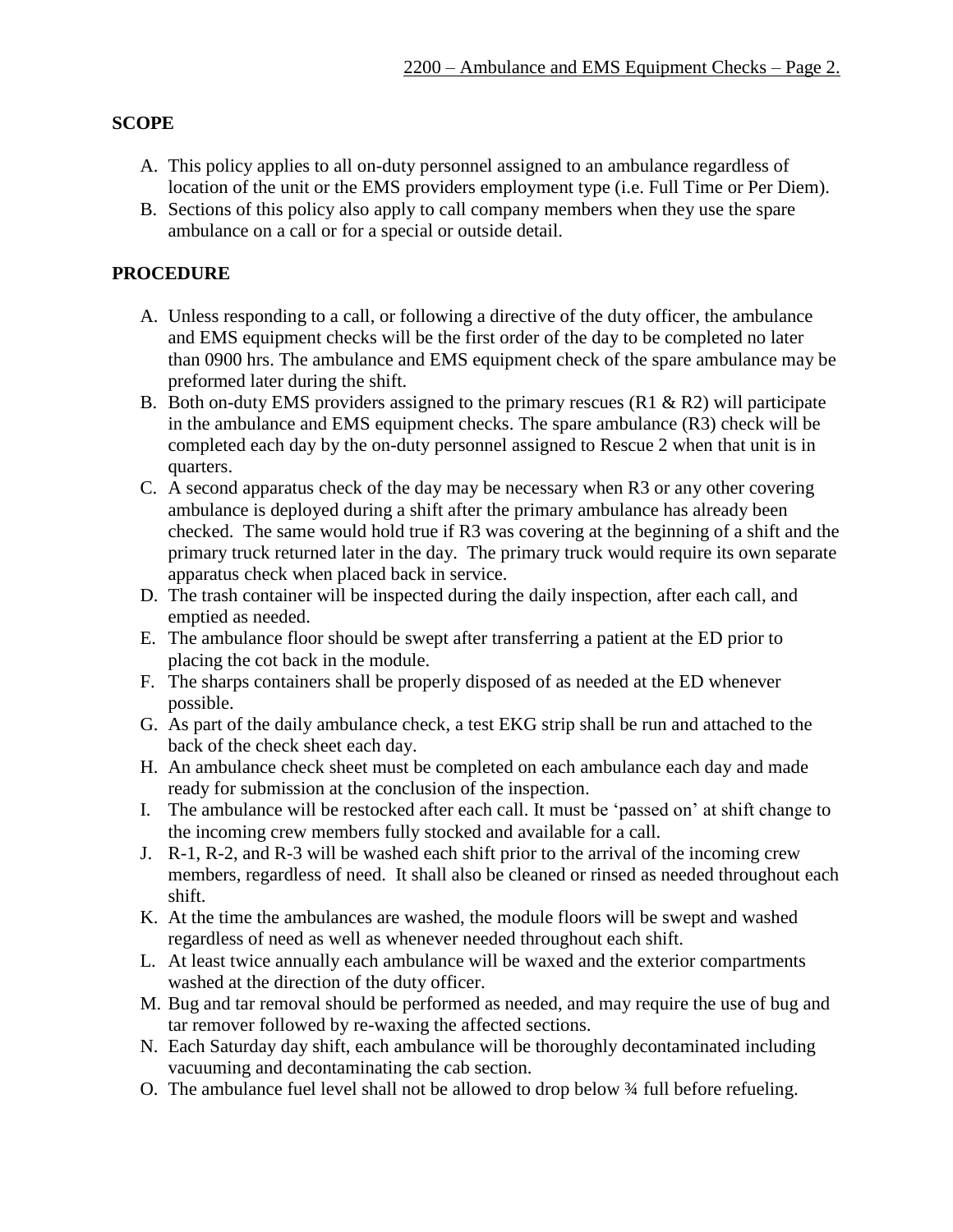## SCOPE

A. This policy applies to all on-duty personnel assigned to an ambulance regardless of location of the unit or the EMS providers employment type (i.e. Full Time or Per Diem).
B. Sections of this policy also apply to call company members when they use the spare ambulance on a call or for a special or outside detail.

## PROCEDURE

A. Unless responding to a call, or following a directive of the duty officer, the ambulance and EMS equipment checks will be the first order of the day to be completed no later than 0900 hrs. The ambulance and EMS equipment check of the spare ambulance may be preformed later during the shift.
B. Both on-duty EMS providers assigned to the primary rescues (R1 & R2) will participate in the ambulance and EMS equipment checks. The spare ambulance (R3) check will be completed each day by the on-duty personnel assigned to Rescue 2 when that unit is in quarters.
C. A second apparatus check of the day may be necessary when R3 or any other covering ambulance is deployed during a shift after the primary ambulance has already been checked. The same would hold true if R3 was covering at the beginning of a shift and the primary truck returned later in the day. The primary truck would require its own separate apparatus check when placed back in service.
D. The trash container will be inspected during the daily inspection, after each call, and emptied as needed.
E. The ambulance floor should be swept after transferring a patient at the ED prior to placing the cot back in the module.
F. The sharps containers shall be properly disposed of as needed at the ED whenever possible.
G. As part of the daily ambulance check, a test EKG strip shall be run and attached to the back of the check sheet each day.
H. An ambulance check sheet must be completed on each ambulance each day and made ready for submission at the conclusion of the inspection.
I. The ambulance will be restocked after each call. It must be 'passed on' at shift change to the incoming crew members fully stocked and available for a call.
J. R-1, R-2, and R-3 will be washed each shift prior to the arrival of the incoming crew members, regardless of need. It shall also be cleaned or rinsed as needed throughout each shift.
K. At the time the ambulances are washed, the module floors will be swept and washed regardless of need as well as whenever needed throughout each shift.
L. At least twice annually each ambulance will be waxed and the exterior compartments washed at the direction of the duty officer.
M. Bug and tar removal should be performed as needed, and may require the use of bug and tar remover followed by re-waxing the affected sections.
N. Each Saturday day shift, each ambulance will be thoroughly decontaminated including vacuuming and decontaminating the cab section.
O. The ambulance fuel level shall not be allowed to drop below ¾ full before refueling.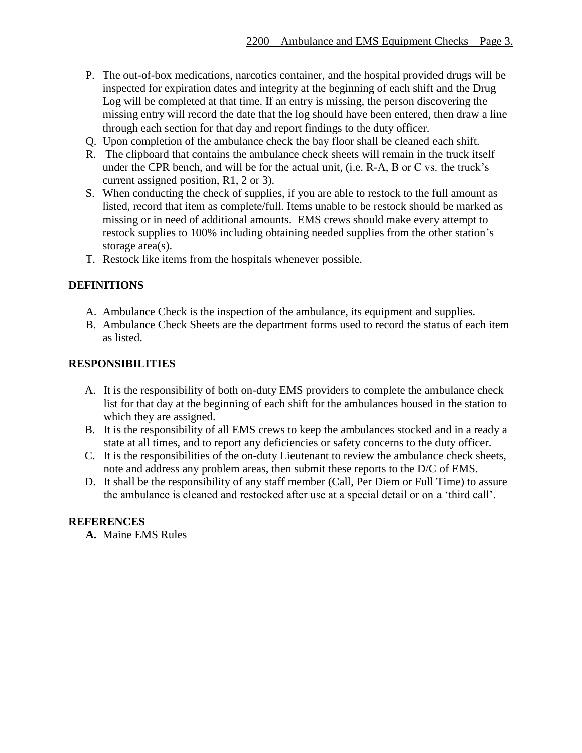P. The out-of-box medications, narcotics container, and the hospital provided drugs will be inspected for expiration dates and integrity at the beginning of each shift and the Drug Log will be completed at that time. If an entry is missing, the person discovering the missing entry will record the date that the log should have been entered, then draw a line through each section for that day and report findings to the duty officer.

Q. Upon completion of the ambulance check the bay floor shall be cleaned each shift.

R. The clipboard that contains the ambulance check sheets will remain in the truck itself under the CPR bench, and will be for the actual unit, (i.e. R-A, B or C vs. the truck's current assigned position, R1, 2 or 3).

S. When conducting the check of supplies, if you are able to restock to the full amount as listed, record that item as complete/full. Items unable to be restock should be marked as missing or in need of additional amounts. EMS crews should make every attempt to restock supplies to 100% including obtaining needed supplies from the other station's storage area(s).

T. Restock like items from the hospitals whenever possible.

## DEFINITIONS

A. Ambulance Check is the inspection of the ambulance, its equipment and supplies.

B. Ambulance Check Sheets are the department forms used to record the status of each item as listed.

## RESPONSIBILITIES

A. It is the responsibility of both on-duty EMS providers to complete the ambulance check list for that day at the beginning of each shift for the ambulances housed in the station to which they are assigned.

B. It is the responsibility of all EMS crews to keep the ambulances stocked and in a ready a state at all times, and to report any deficiencies or safety concerns to the duty officer.

C. It is the responsibilities of the on-duty Lieutenant to review the ambulance check sheets, note and address any problem areas, then submit these reports to the D/C of EMS.

D. It shall be the responsibility of any staff member (Call, Per Diem or Full Time) to assure the ambulance is cleaned and restocked after use at a special detail or on a 'third call'.

## REFERENCES

**A.** Maine EMS Rules